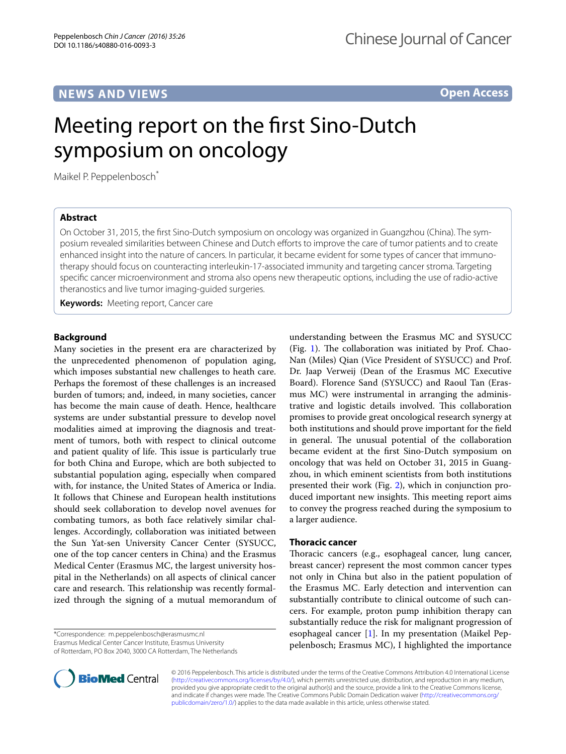NEWS AND VIEWS

Open Access

# Meeting report on the first Sino-Dutch symposium on oncology

Maikel P. Peppelenbosch*

## Abstract

On October 31, 2015, the first Sino-Dutch symposium on oncology was organized in Guangzhou (China). The symposium revealed similarities between Chinese and Dutch efforts to improve the care of tumor patients and to create enhanced insight into the nature of cancers. In particular, it became evident for some types of cancer that immunotherapy should focus on counteracting interleukin-17-associated immunity and targeting cancer stroma. Targeting specific cancer microenvironment and stroma also opens new therapeutic options, including the use of radio-active theranostics and live tumor imaging-guided surgeries.

**Keywords:** Meeting report, Cancer care

## Background

Many societies in the present era are characterized by the unprecedented phenomenon of population aging, which imposes substantial new challenges to heath care. Perhaps the foremost of these challenges is an increased burden of tumors; and, indeed, in many societies, cancer has become the main cause of death. Hence, healthcare systems are under substantial pressure to develop novel modalities aimed at improving the diagnosis and treatment of tumors, both with respect to clinical outcome and patient quality of life. This issue is particularly true for both China and Europe, which are both subjected to substantial population aging, especially when compared with, for instance, the United States of America or India. It follows that Chinese and European health institutions should seek collaboration to develop novel avenues for combating tumors, as both face relatively similar challenges. Accordingly, collaboration was initiated between the Sun Yat-sen University Cancer Center (SYSUCC, one of the top cancer centers in China) and the Erasmus Medical Center (Erasmus MC, the largest university hospital in the Netherlands) on all aspects of clinical cancer care and research. This relationship was recently formalized through the signing of a mutual memorandum of understanding between the Erasmus MC and SYSUCC (Fig. 1). The collaboration was initiated by Prof. Chao-Nan (Miles) Qian (Vice President of SYSUCC) and Prof. Dr. Jaap Verweij (Dean of the Erasmus MC Executive Board). Florence Sand (SYSUCC) and Raoul Tan (Erasmus MC) were instrumental in arranging the administrative and logistic details involved. This collaboration promises to provide great oncological research synergy at both institutions and should prove important for the field in general. The unusual potential of the collaboration became evident at the first Sino-Dutch symposium on oncology that was held on October 31, 2015 in Guangzhou, in which eminent scientists from both institutions presented their work (Fig. 2), which in conjunction produced important new insights. This meeting report aims to convey the progress reached during the symposium to a larger audience.

## Thoracic cancer

Thoracic cancers (e.g., esophageal cancer, lung cancer, breast cancer) represent the most common cancer types not only in China but also in the patient population of the Erasmus MC. Early detection and intervention can substantially contribute to clinical outcome of such cancers. For example, proton pump inhibition therapy can substantially reduce the risk for malignant progression of esophageal cancer [1]. In my presentation (Maikel Peppelenbosch; Erasmus MC), I highlighted the importance

*Correspondence: m.peppelenbosch@erasmusmc.nl
Erasmus Medical Center Cancer Institute, Erasmus University of Rotterdam, PO Box 2040, 3000 CA Rotterdam, The Netherlands

© 2016 Peppelenbosch. This article is distributed under the terms of the Creative Commons Attribution 4.0 International License (http://creativecommons.org/licenses/by/4.0/), which permits unrestricted use, distribution, and reproduction in any medium, provided you give appropriate credit to the original author(s) and the source, provide a link to the Creative Commons license, and indicate if changes were made. The Creative Commons Public Domain Dedication waiver (http://creativecommons.org/publicdomain/zero/1.0/) applies to the data made available in this article, unless otherwise stated.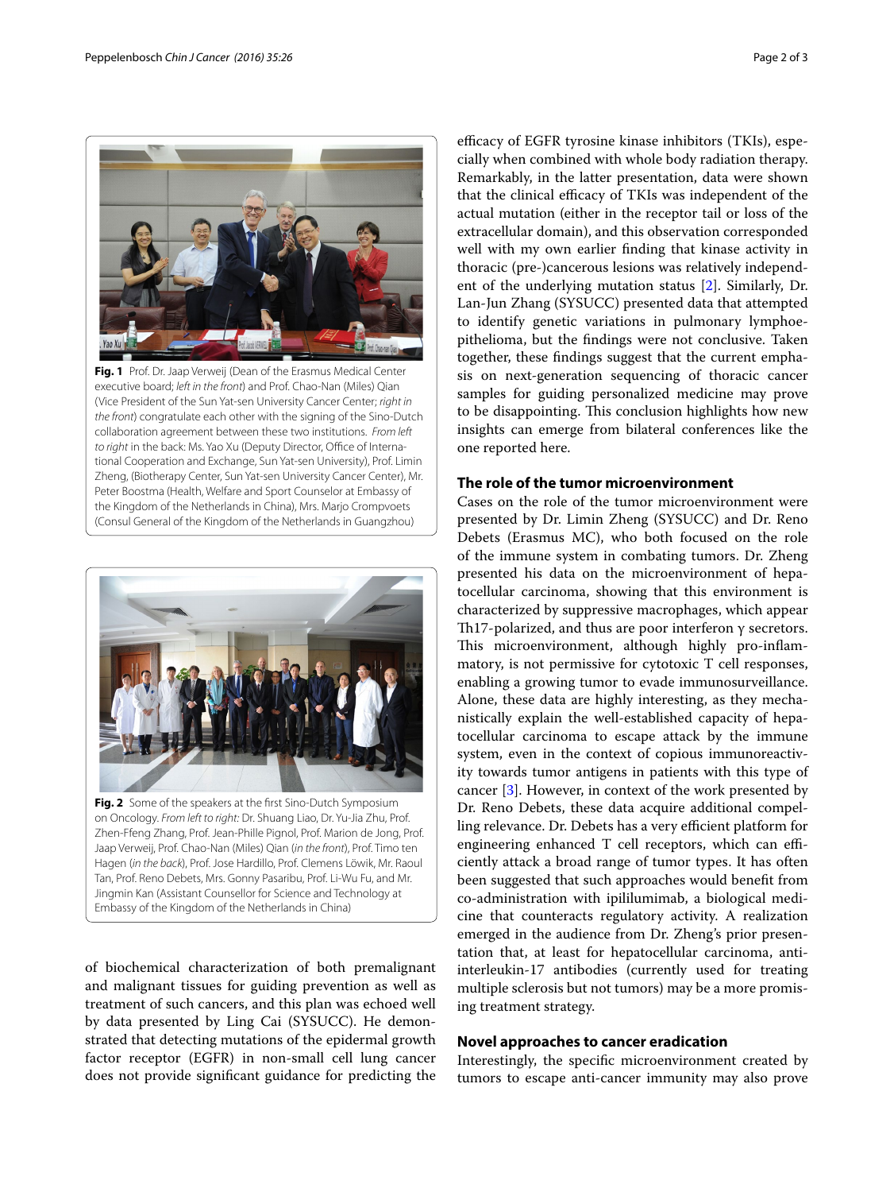**Fig. 1** Prof. Dr. Jaap Verweij (Dean of the Erasmus Medical Center executive board; *left in the front*) and Prof. Chao-Nan (Miles) Qian (Vice President of the Sun Yat-sen University Cancer Center; *right in the front*) congratulate each other with the signing of the Sino-Dutch collaboration agreement between these two institutions. *From left to right* in the back: Ms. Yao Xu (Deputy Director, Office of International Cooperation and Exchange, Sun Yat-sen University), Prof. Limin Zheng, (Biotherapy Center, Sun Yat-sen University Cancer Center), Mr. Peter Boostma (Health, Welfare and Sport Counselor at Embassy of the Kingdom of the Netherlands in China), Mrs. Marjo Crompvoets (Consul General of the Kingdom of the Netherlands in Guangzhou)

**Fig. 2** Some of the speakers at the first Sino-Dutch Symposium on Oncology. *From left to right:* Dr. Shuang Liao, Dr. Yu-Jia Zhu, Prof. Zhen-Ffeng Zhang, Prof. Jean-Phille Pignol, Prof. Marion de Jong, Prof. Jaap Verweij, Prof. Chao-Nan (Miles) Qian (*in the front*), Prof. Timo ten Hagen (*in the back*), Prof. Jose Hardillo, Prof. Clemens Löwik, Mr. Raoul Tan, Prof. Reno Debets, Mrs. Gonny Pasaribu, Prof. Li-Wu Fu, and Mr. Jingmin Kan (Assistant Counsellor for Science and Technology at Embassy of the Kingdom of the Netherlands in China)

of biochemical characterization of both premalignant and malignant tissues for guiding prevention as well as treatment of such cancers, and this plan was echoed well by data presented by Ling Cai (SYSUCC). He demonstrated that detecting mutations of the epidermal growth factor receptor (EGFR) in non-small cell lung cancer does not provide significant guidance for predicting the efficacy of EGFR tyrosine kinase inhibitors (TKIs), especially when combined with whole body radiation therapy. Remarkably, in the latter presentation, data were shown that the clinical efficacy of TKIs was independent of the actual mutation (either in the receptor tail or loss of the extracellular domain), and this observation corresponded well with my own earlier finding that kinase activity in thoracic (pre-)cancerous lesions was relatively independent of the underlying mutation status [2]. Similarly, Dr. Lan-Jun Zhang (SYSUCC) presented data that attempted to identify genetic variations in pulmonary lymphoepithelioma, but the findings were not conclusive. Taken together, these findings suggest that the current emphasis on next-generation sequencing of thoracic cancer samples for guiding personalized medicine may prove to be disappointing. This conclusion highlights how new insights can emerge from bilateral conferences like the one reported here.

## The role of the tumor microenvironment

Cases on the role of the tumor microenvironment were presented by Dr. Limin Zheng (SYSUCC) and Dr. Reno Debets (Erasmus MC), who both focused on the role of the immune system in combating tumors. Dr. Zheng presented his data on the microenvironment of hepatocellular carcinoma, showing that this environment is characterized by suppressive macrophages, which appear Th17-polarized, and thus are poor interferon γ secretors. This microenvironment, although highly pro-inflammatory, is not permissive for cytotoxic T cell responses, enabling a growing tumor to evade immunosurveillance. Alone, these data are highly interesting, as they mechanistically explain the well-established capacity of hepatocellular carcinoma to escape attack by the immune system, even in the context of copious immunoreactivity towards tumor antigens in patients with this type of cancer [3]. However, in context of the work presented by Dr. Reno Debets, these data acquire additional compelling relevance. Dr. Debets has a very efficient platform for engineering enhanced T cell receptors, which can efficiently attack a broad range of tumor types. It has often been suggested that such approaches would benefit from co-administration with ipililumimab, a biological medicine that counteracts regulatory activity. A realization emerged in the audience from Dr. Zheng's prior presentation that, at least for hepatocellular carcinoma, anti-interleukin-17 antibodies (currently used for treating multiple sclerosis but not tumors) may be a more promising treatment strategy.

## Novel approaches to cancer eradication

Interestingly, the specific microenvironment created by tumors to escape anti-cancer immunity may also prove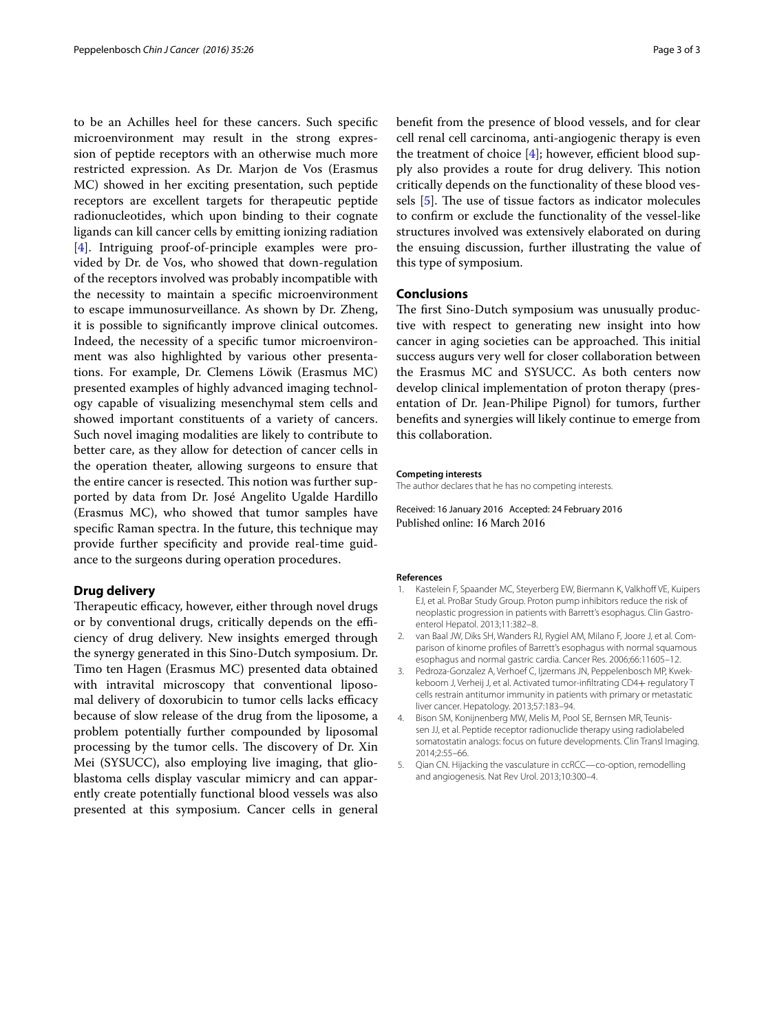to be an Achilles heel for these cancers. Such specific microenvironment may result in the strong expression of peptide receptors with an otherwise much more restricted expression. As Dr. Marjon de Vos (Erasmus MC) showed in her exciting presentation, such peptide receptors are excellent targets for therapeutic peptide radionucleotides, which upon binding to their cognate ligands can kill cancer cells by emitting ionizing radiation [4]. Intriguing proof-of-principle examples were provided by Dr. de Vos, who showed that down-regulation of the receptors involved was probably incompatible with the necessity to maintain a specific microenvironment to escape immunosurveillance. As shown by Dr. Zheng, it is possible to significantly improve clinical outcomes. Indeed, the necessity of a specific tumor microenvironment was also highlighted by various other presentations. For example, Dr. Clemens Löwik (Erasmus MC) presented examples of highly advanced imaging technology capable of visualizing mesenchymal stem cells and showed important constituents of a variety of cancers. Such novel imaging modalities are likely to contribute to better care, as they allow for detection of cancer cells in the operation theater, allowing surgeons to ensure that the entire cancer is resected. This notion was further supported by data from Dr. José Angelito Ugalde Hardillo (Erasmus MC), who showed that tumor samples have specific Raman spectra. In the future, this technique may provide further specificity and provide real-time guidance to the surgeons during operation procedures.

## Drug delivery

Therapeutic efficacy, however, either through novel drugs or by conventional drugs, critically depends on the efficiency of drug delivery. New insights emerged through the synergy generated in this Sino-Dutch symposium. Dr. Timo ten Hagen (Erasmus MC) presented data obtained with intravital microscopy that conventional liposomal delivery of doxorubicin to tumor cells lacks efficacy because of slow release of the drug from the liposome, a problem potentially further compounded by liposomal processing by the tumor cells. The discovery of Dr. Xin Mei (SYSUCC), also employing live imaging, that glioblastoma cells display vascular mimicry and can apparently create potentially functional blood vessels was also presented at this symposium. Cancer cells in general benefit from the presence of blood vessels, and for clear cell renal cell carcinoma, anti-angiogenic therapy is even the treatment of choice [4]; however, efficient blood supply also provides a route for drug delivery. This notion critically depends on the functionality of these blood vessels [5]. The use of tissue factors as indicator molecules to confirm or exclude the functionality of the vessel-like structures involved was extensively elaborated on during the ensuing discussion, further illustrating the value of this type of symposium.

## Conclusions

The first Sino-Dutch symposium was unusually productive with respect to generating new insight into how cancer in aging societies can be approached. This initial success augurs very well for closer collaboration between the Erasmus MC and SYSUCC. As both centers now develop clinical implementation of proton therapy (presentation of Dr. Jean-Philipe Pignol) for tumors, further benefits and synergies will likely continue to emerge from this collaboration.

#### Competing interests

The author declares that he has no competing interests.

Received: 16 January 2016 Accepted: 24 February 2016
Published online: 16 March 2016

#### References

1. Kastelein F, Spaander MC, Steyerberg EW, Biermann K, Valkhoff VE, Kuipers EJ, et al. ProBar Study Group. Proton pump inhibitors reduce the risk of neoplastic progression in patients with Barrett's esophagus. Clin Gastroenterol Hepatol. 2013;11:382–8.
2. van Baal JW, Diks SH, Wanders RJ, Rygiel AM, Milano F, Joore J, et al. Comparison of kinome profiles of Barrett's esophagus with normal squamous esophagus and normal gastric cardia. Cancer Res. 2006;66:11605–12.
3. Pedroza-Gonzalez A, Verhoef C, Ijzermans JN, Peppelenbosch MP, Kwekkeboom J, Verheij J, et al. Activated tumor-infiltrating CD4+ regulatory T cells restrain antitumor immunity in patients with primary or metastatic liver cancer. Hepatology. 2013;57:183–94.
4. Bison SM, Konijnenberg MW, Melis M, Pool SE, Bernsen MR, Teunissen JJ, et al. Peptide receptor radionuclide therapy using radiolabeled somatostatin analogs: focus on future developments. Clin Transl Imaging. 2014;2:55–66.
5. Qian CN. Hijacking the vasculature in ccRCC—co-option, remodelling and angiogenesis. Nat Rev Urol. 2013;10:300–4.